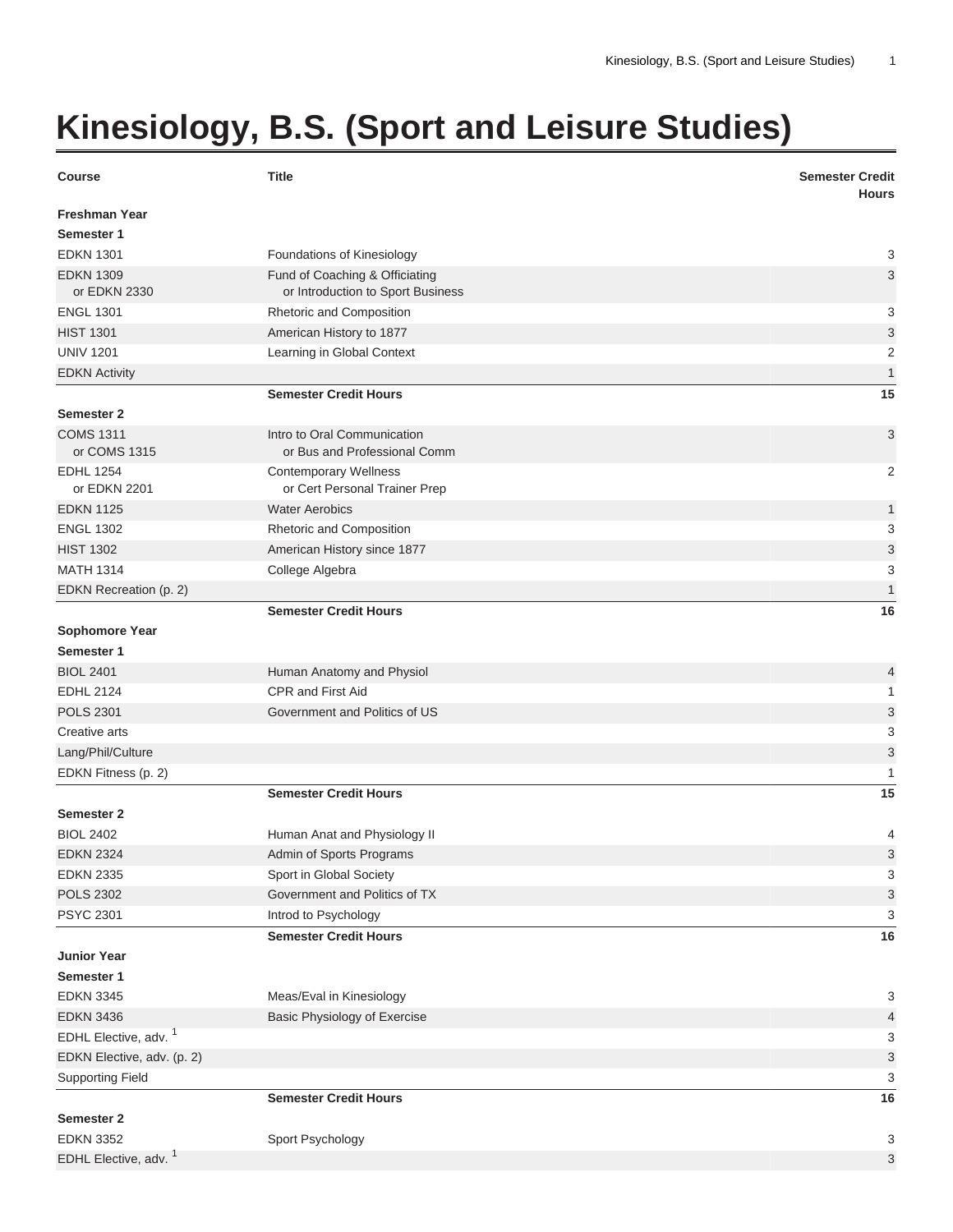# Kinesiology, B.S. (Sport and Leisure Studies)

| Course | Title | Semester Credit Hours |
|---|---|---|
| **Freshman Year** | | |
| **Semester 1** | | |
| EDKN 1301 | Foundations of Kinesiology | 3 |
| EDKN 1309<br>or EDKN 2330 | Fund of Coaching & Officiating<br>or Introduction to Sport Business | 3 |
| ENGL 1301 | Rhetoric and Composition | 3 |
| HIST 1301 | American History to 1877 | 3 |
| UNIV 1201 | Learning in Global Context | 2 |
| EDKN Activity | | 1 |
| | **Semester Credit Hours** | **15** |
| **Semester 2** | | |
| COMS 1311<br>or COMS 1315 | Intro to Oral Communication<br>or Bus and Professional Comm | 3 |
| EDHL 1254<br>or EDKN 2201 | Contemporary Wellness<br>or Cert Personal Trainer Prep | 2 |
| EDKN 1125 | Water Aerobics | 1 |
| ENGL 1302 | Rhetoric and Composition | 3 |
| HIST 1302 | American History since 1877 | 3 |
| MATH 1314 | College Algebra | 3 |
| EDKN Recreation (p. 2) | | 1 |
| | **Semester Credit Hours** | **16** |
| **Sophomore Year** | | |
| **Semester 1** | | |
| BIOL 2401 | Human Anatomy and Physiol | 4 |
| EDHL 2124 | CPR and First Aid | 1 |
| POLS 2301 | Government and Politics of US | 3 |
| Creative arts | | 3 |
| Lang/Phil/Culture | | 3 |
| EDKN Fitness (p. 2) | | 1 |
| | **Semester Credit Hours** | **15** |
| **Semester 2** | | |
| BIOL 2402 | Human Anat and Physiology II | 4 |
| EDKN 2324 | Admin of Sports Programs | 3 |
| EDKN 2335 | Sport in Global Society | 3 |
| POLS 2302 | Government and Politics of TX | 3 |
| PSYC 2301 | Introd to Psychology | 3 |
| | **Semester Credit Hours** | **16** |
| **Junior Year** | | |
| **Semester 1** | | |
| EDKN 3345 | Meas/Eval in Kinesiology | 3 |
| EDKN 3436 | Basic Physiology of Exercise | 4 |
| EDHL Elective, adv. [1] | | 3 |
| EDKN Elective, adv. (p. 2) | | 3 |
| Supporting Field | | 3 |
| | **Semester Credit Hours** | **16** |
| **Semester 2** | | |
| EDKN 3352 | Sport Psychology | 3 |
| EDHL Elective, adv. [1] | | 3 |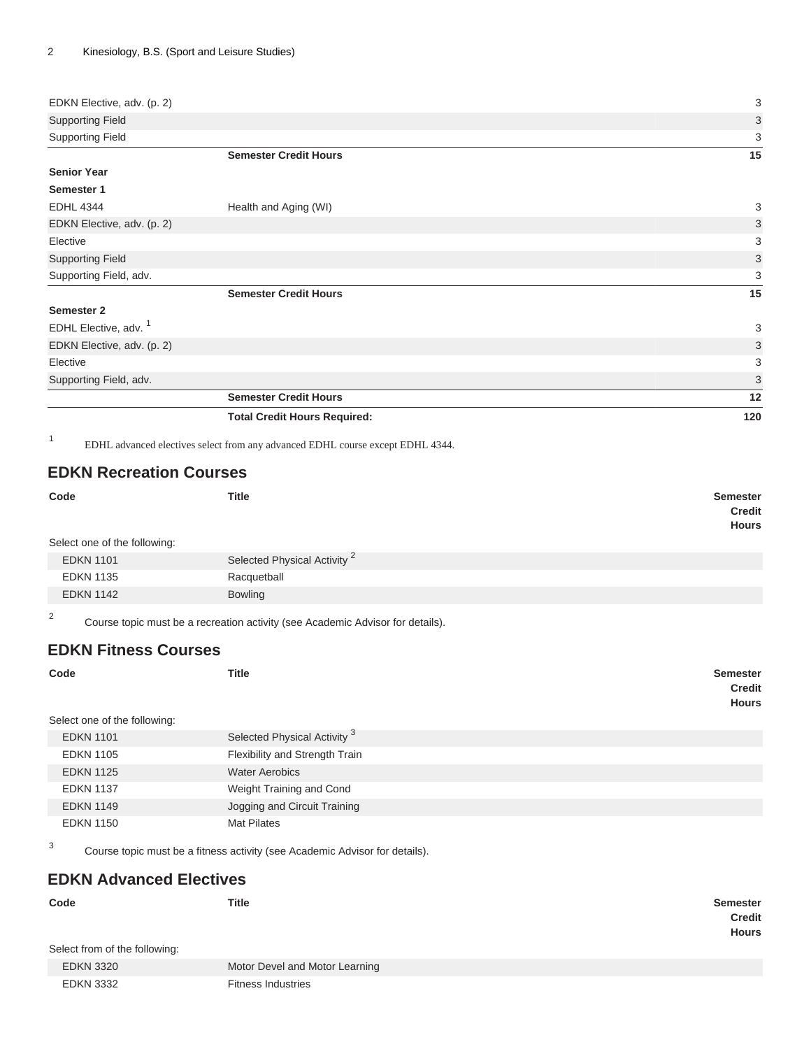| | | |
|---|---|---|
| EDKN Elective, adv. (p. 2) | | 3 |
| Supporting Field | | 3 |
| Supporting Field | | 3 |
| | **Semester Credit Hours** | **15** |
| **Senior Year** | | |
| **Semester 1** | | |
| EDHL 4344 | Health and Aging (WI) | 3 |
| EDKN Elective, adv. (p. 2) | | 3 |
| Elective | | 3 |
| Supporting Field | | 3 |
| Supporting Field, adv. | | 3 |
| | **Semester Credit Hours** | **15** |
| **Semester 2** | | |
| EDHL Elective, adv. [1] | | 3 |
| EDKN Elective, adv. (p. 2) | | 3 |
| Elective | | 3 |
| Supporting Field, adv. | | 3 |
| | **Semester Credit Hours** | **12** |
| | **Total Credit Hours Required:** | **120** |

1 EDHL advanced electives select from any advanced EDHL course except EDHL 4344.

## EDKN Recreation Courses

| Code | Title | Semester Credit Hours |
|---|---|---|
| Select one of the following: | | |
| EDKN 1101 | Selected Physical Activity [2] | |
| EDKN 1135 | Racquetball | |
| EDKN 1142 | Bowling | |

2 Course topic must be a recreation activity (see Academic Advisor for details).

## EDKN Fitness Courses

| Code | Title | Semester Credit Hours |
|---|---|---|
| Select one of the following: | | |
| EDKN 1101 | Selected Physical Activity [3] | |
| EDKN 1105 | Flexibility and Strength Train | |
| EDKN 1125 | Water Aerobics | |
| EDKN 1137 | Weight Training and Cond | |
| EDKN 1149 | Jogging and Circuit Training | |
| EDKN 1150 | Mat Pilates | |

3 Course topic must be a fitness activity (see Academic Advisor for details).

## EDKN Advanced Electives

| Code | Title | Semester Credit Hours |
|---|---|---|
| Select from of the following: | | |
| EDKN 3320 | Motor Devel and Motor Learning | |
| EDKN 3332 | Fitness Industries | |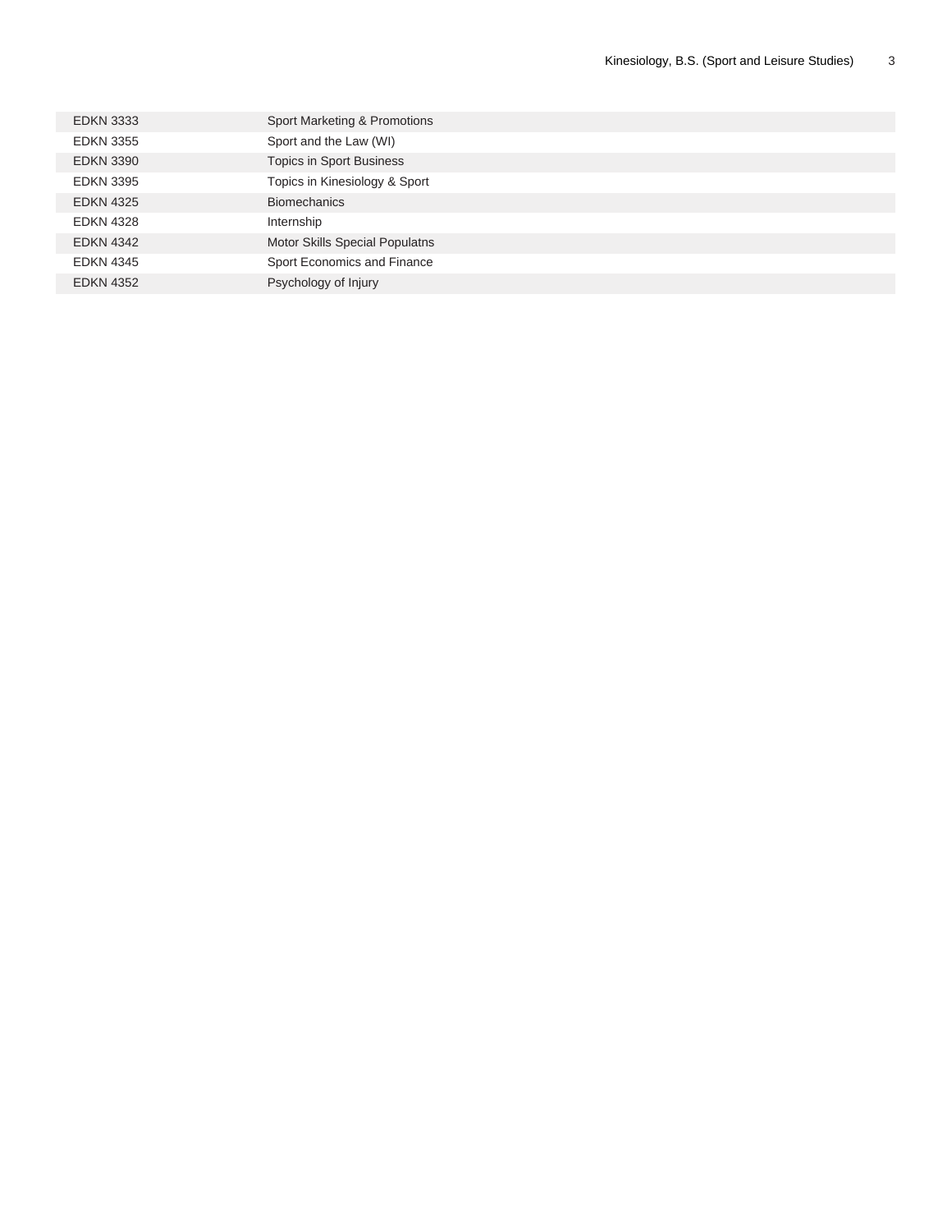| | |
|---|---|
| EDKN 3333 | Sport Marketing & Promotions |
| EDKN 3355 | Sport and the Law (WI) |
| EDKN 3390 | Topics in Sport Business |
| EDKN 3395 | Topics in Kinesiology & Sport |
| EDKN 4325 | Biomechanics |
| EDKN 4328 | Internship |
| EDKN 4342 | Motor Skills Special Populatns |
| EDKN 4345 | Sport Economics and Finance |
| EDKN 4352 | Psychology of Injury |